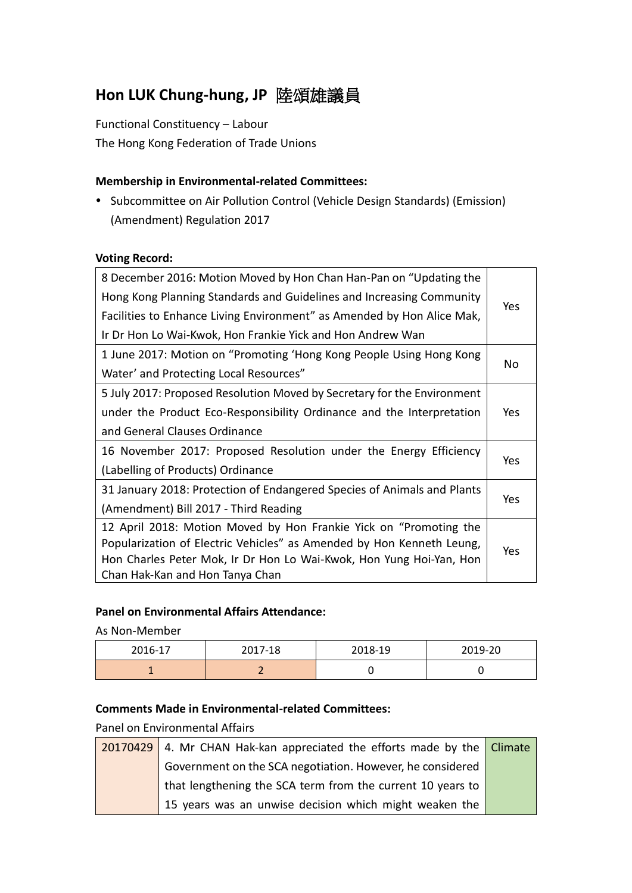# Hon LUK Chung-hung, JP 陸頌雄議員

Functional Constituency – Labour
The Hong Kong Federation of Trade Unions

**Membership in Environmental-related Committees:**

- Subcommittee on Air Pollution Control (Vehicle Design Standards) (Emission) (Amendment) Regulation 2017

**Voting Record:**

| | |
|---|---|
| 8 December 2016: Motion Moved by Hon Chan Han-Pan on "Updating the Hong Kong Planning Standards and Guidelines and Increasing Community Facilities to Enhance Living Environment" as Amended by Hon Alice Mak, Ir Dr Hon Lo Wai-Kwok, Hon Frankie Yick and Hon Andrew Wan | Yes |
| 1 June 2017: Motion on "Promoting 'Hong Kong People Using Hong Kong Water' and Protecting Local Resources" | No |
| 5 July 2017: Proposed Resolution Moved by Secretary for the Environment under the Product Eco-Responsibility Ordinance and the Interpretation and General Clauses Ordinance | Yes |
| 16 November 2017: Proposed Resolution under the Energy Efficiency (Labelling of Products) Ordinance | Yes |
| 31 January 2018: Protection of Endangered Species of Animals and Plants (Amendment) Bill 2017 - Third Reading | Yes |
| 12 April 2018: Motion Moved by Hon Frankie Yick on "Promoting the Popularization of Electric Vehicles" as Amended by Hon Kenneth Leung, Hon Charles Peter Mok, Ir Dr Hon Lo Wai-Kwok, Hon Yung Hoi-Yan, Hon Chan Hak-Kan and Hon Tanya Chan | Yes |

**Panel on Environmental Affairs Attendance:**

As Non-Member

| 2016-17 | 2017-18 | 2018-19 | 2019-20 |
|---|---|---|---|
| 1 | 2 | 0 | 0 |

**Comments Made in Environmental-related Committees:**

Panel on Environmental Affairs

| | | |
|---|---|---|
| 20170429 | 4. Mr CHAN Hak-kan appreciated the efforts made by the Government on the SCA negotiation. However, he considered that lengthening the SCA term from the current 10 years to 15 years was an unwise decision which might weaken the | Climate |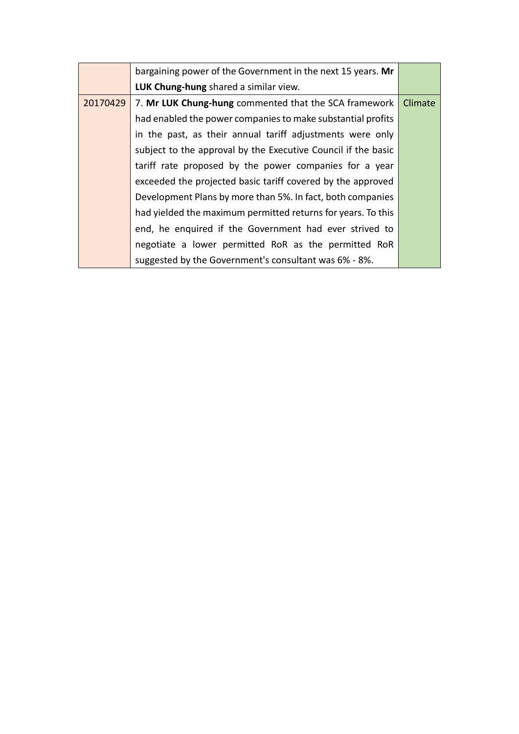| | | |
|---|---|---|
| | bargaining power of the Government in the next 15 years. **Mr LUK Chung-hung** shared a similar view. | |
| 20170429 | 7. **Mr LUK Chung-hung** commented that the SCA framework had enabled the power companies to make substantial profits in the past, as their annual tariff adjustments were only subject to the approval by the Executive Council if the basic tariff rate proposed by the power companies for a year exceeded the projected basic tariff covered by the approved Development Plans by more than 5%. In fact, both companies had yielded the maximum permitted returns for years. To this end, he enquired if the Government had ever strived to negotiate a lower permitted RoR as the permitted RoR suggested by the Government's consultant was 6% - 8%. | Climate |